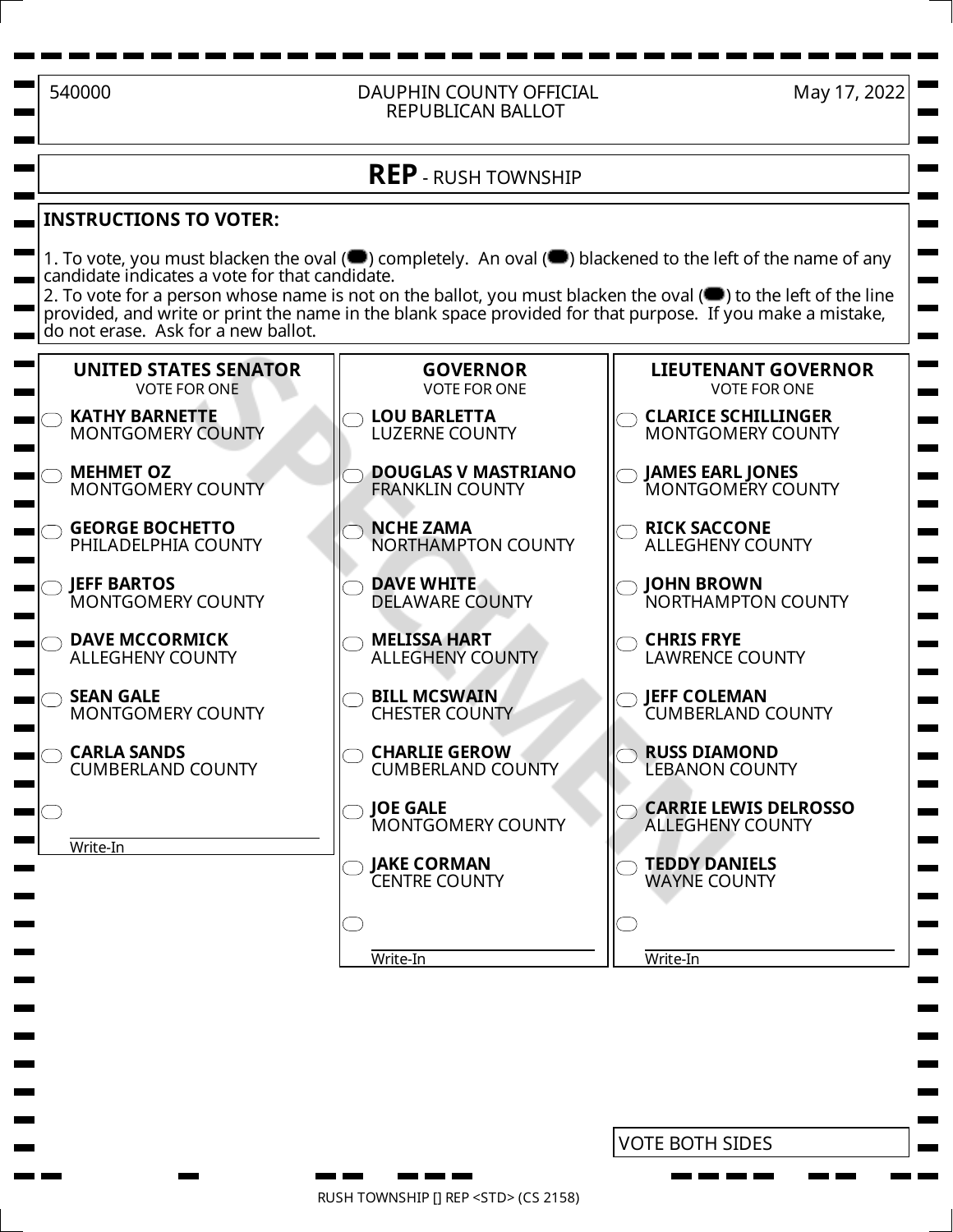540000 — DAUPHIN COUNTY OFFICIAL REPUBLICAN BALLOT — May 17, 2022

# REP - RUSH TOWNSHIP

## INSTRUCTIONS TO VOTER:

1. To vote, you must blacken the oval (⬬) completely. An oval (⬬) blackened to the left of the name of any candidate indicates a vote for that candidate.
2. To vote for a person whose name is not on the ballot, you must blacken the oval (⬬) to the left of the line provided, and write or print the name in the blank space provided for that purpose. If you make a mistake, do not erase. Ask for a new ballot.

### UNITED STATES SENATOR
VOTE FOR ONE

- **KATHY BARNETTE** MONTGOMERY COUNTY
- **MEHMET OZ** MONTGOMERY COUNTY
- **GEORGE BOCHETTO** PHILADELPHIA COUNTY
- **JEFF BARTOS** MONTGOMERY COUNTY
- **DAVE MCCORMICK** ALLEGHENY COUNTY
- **SEAN GALE** MONTGOMERY COUNTY
- **CARLA SANDS** CUMBERLAND COUNTY
- Write-In

### GOVERNOR
VOTE FOR ONE

- **LOU BARLETTA** LUZERNE COUNTY
- **DOUGLAS V MASTRIANO** FRANKLIN COUNTY
- **NCHE ZAMA** NORTHAMPTON COUNTY
- **DAVE WHITE** DELAWARE COUNTY
- **MELISSA HART** ALLEGHENY COUNTY
- **BILL MCSWAIN** CHESTER COUNTY
- **CHARLIE GEROW** CUMBERLAND COUNTY
- **JOE GALE** MONTGOMERY COUNTY
- **JAKE CORMAN** CENTRE COUNTY
- Write-In

### LIEUTENANT GOVERNOR
VOTE FOR ONE

- **CLARICE SCHILLINGER** MONTGOMERY COUNTY
- **JAMES EARL JONES** MONTGOMERY COUNTY
- **RICK SACCONE** ALLEGHENY COUNTY
- **JOHN BROWN** NORTHAMPTON COUNTY
- **CHRIS FRYE** LAWRENCE COUNTY
- **JEFF COLEMAN** CUMBERLAND COUNTY
- **RUSS DIAMOND** LEBANON COUNTY
- **CARRIE LEWIS DELROSSO** ALLEGHENY COUNTY
- **TEDDY DANIELS** WAYNE COUNTY
- Write-In

VOTE BOTH SIDES

RUSH TOWNSHIP [] REP <STD> (CS 2158)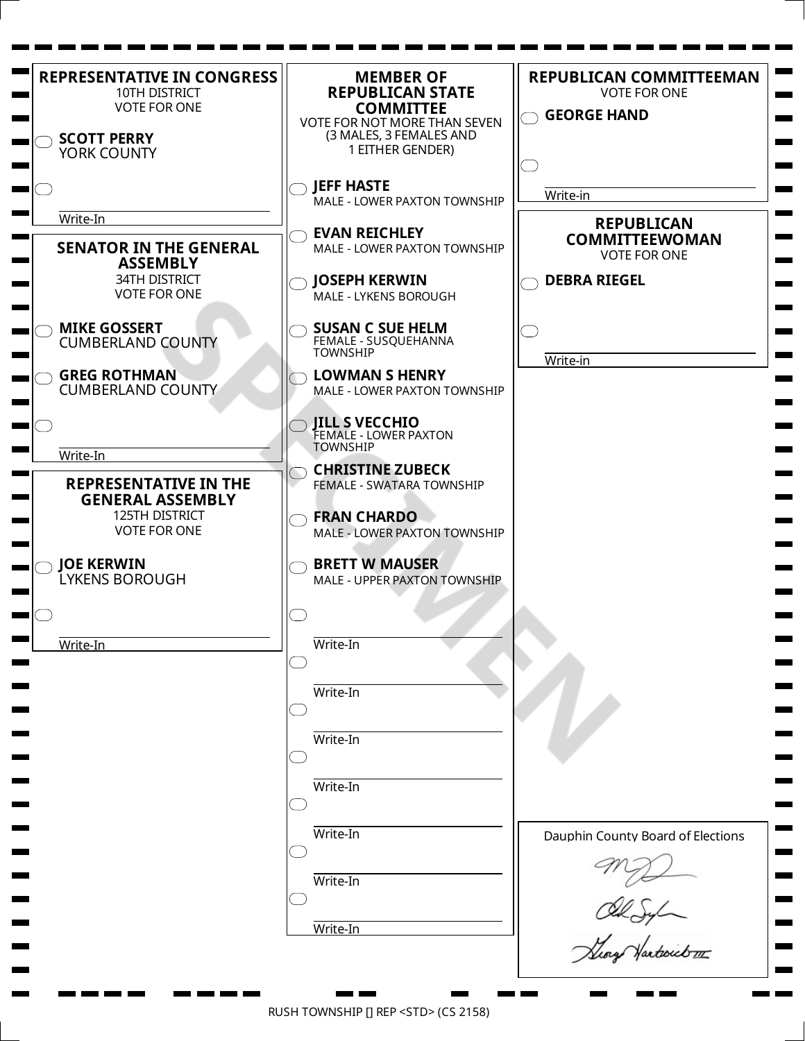## REPRESENTATIVE IN CONGRESS
10TH DISTRICT
VOTE FOR ONE

- SCOTT PERRY — YORK COUNTY
- Write-In

## SENATOR IN THE GENERAL ASSEMBLY
34TH DISTRICT
VOTE FOR ONE

- MIKE GOSSERT — CUMBERLAND COUNTY
- GREG ROTHMAN — CUMBERLAND COUNTY
- Write-In

## REPRESENTATIVE IN THE GENERAL ASSEMBLY
125TH DISTRICT
VOTE FOR ONE

- JOE KERWIN — LYKENS BOROUGH
- Write-In

## MEMBER OF REPUBLICAN STATE COMMITTEE
VOTE FOR NOT MORE THAN SEVEN (3 MALES, 3 FEMALES AND 1 EITHER GENDER)

- JEFF HASTE — MALE - LOWER PAXTON TOWNSHIP
- EVAN REICHLEY — MALE - LOWER PAXTON TOWNSHIP
- JOSEPH KERWIN — MALE - LYKENS BOROUGH
- SUSAN C SUE HELM — FEMALE - SUSQUEHANNA TOWNSHIP
- LOWMAN S HENRY — MALE - LOWER PAXTON TOWNSHIP
- JILL S VECCHIO — FEMALE - LOWER PAXTON TOWNSHIP
- CHRISTINE ZUBECK — FEMALE - SWATARA TOWNSHIP
- FRAN CHARDO — MALE - LOWER PAXTON TOWNSHIP
- BRETT W MAUSER — MALE - UPPER PAXTON TOWNSHIP
- Write-In
- Write-In
- Write-In
- Write-In
- Write-In
- Write-In
- Write-In

## REPUBLICAN COMMITTEEMAN
VOTE FOR ONE

- GEORGE HAND
- Write-in

## REPUBLICAN COMMITTEEWOMAN
VOTE FOR ONE

- DEBRA RIEGEL
- Write-in

Dauphin County Board of Elections

SPECIMEN

RUSH TOWNSHIP [] REP <STD> (CS 2158)